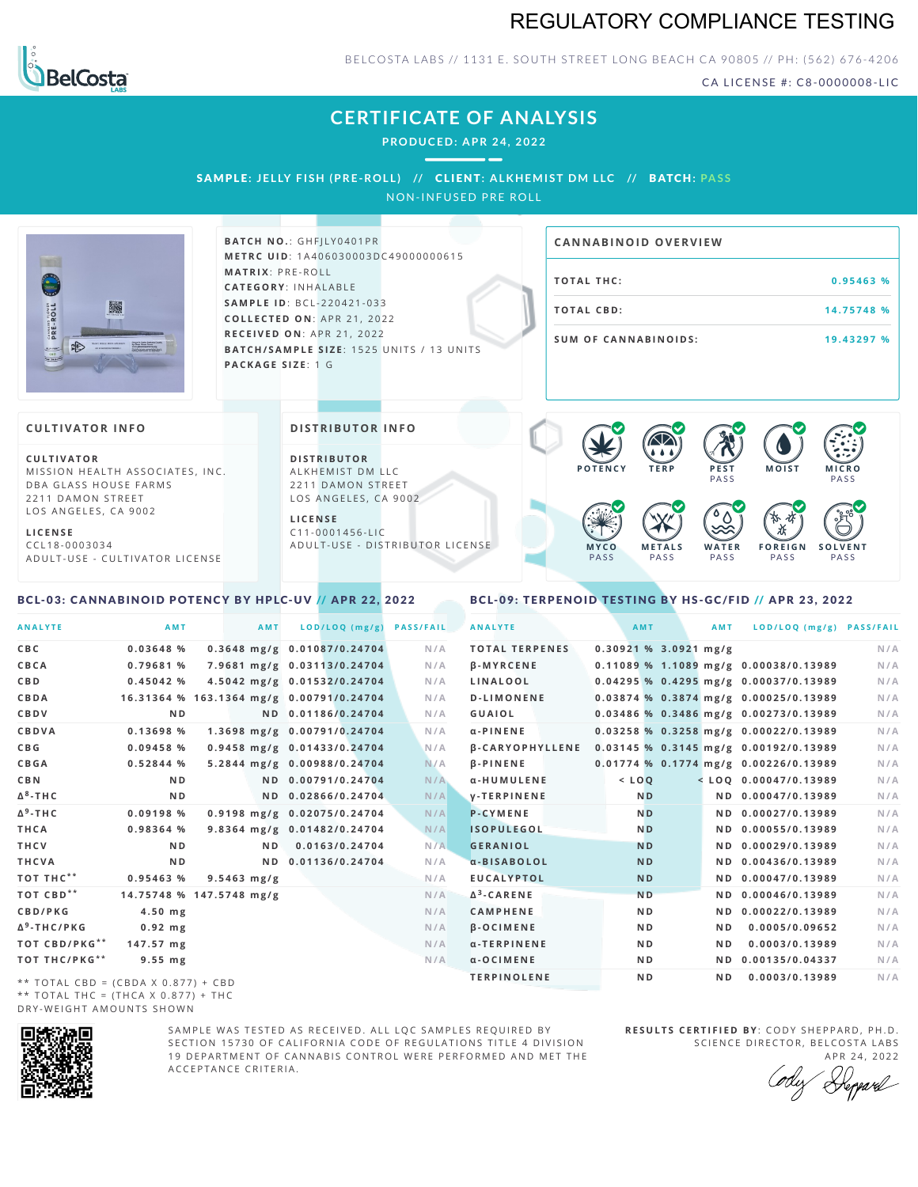# REGULATORY COMPLIANCE TESTING

BELCOSTA LABS // 1131 E. SOUTH STREET LONG BEACH CA 90805 // PH: (562) 676-4206

CA LICENSE #: C8-0000008-LIC

## CERTIFICATE OF ANALYSIS

PRODUCED: APR 24, 2022

**SAMPLE:** JELLY FISH (PRE-ROLL) // **CLIENT:** ALKHEMIST DM LLC // **BATCH:** PASS

NON-INFUSED PRE ROLL

**BATCH NO.:** GHFJLY0401PR
**METRC UID:** 1A406030003DC49000000615
**MATRIX:** PRE-ROLL
**CATEGORY:** INHALABLE
**SAMPLE ID:** BCL-220421-033
**COLLECTED ON:** APR 21, 2022
**RECEIVED ON:** APR 21, 2022
**BATCH/SAMPLE SIZE:** 1525 UNITS / 13 UNITS
**PACKAGE SIZE:** 1 G

### CANNABINOID OVERVIEW

| | |
|---|---|
| TOTAL THC: | 0.95463 % |
| TOTAL CBD: | 14.75748 % |
| SUM OF CANNABINOIDS: | 19.43297 % |

### CULTIVATOR INFO

**CULTIVATOR**
MISSION HEALTH ASSOCIATES, INC.
DBA GLASS HOUSE FARMS
2211 DAMON STREET
LOS ANGELES, CA 9002

**LICENSE**
CCL18-0003034
ADULT-USE - CULTIVATOR LICENSE

### DISTRIBUTOR INFO

**DISTRIBUTOR**
ALKHEMIST DM LLC
2211 DAMON STREET
LOS ANGELES, CA 9002

**LICENSE**
C11-0001456-LIC
ADULT-USE - DISTRIBUTOR LICENSE

| POTENCY | TERP | PEST | MOIST | MICRO |
|---|---|---|---|---|
| | | PASS | | PASS |

| MYCO | METALS | WATER | FOREIGN | SOLVENT |
|---|---|---|---|---|
| PASS | PASS | PASS | PASS | PASS |

### BCL-03: CANNABINOID POTENCY BY HPLC-UV // APR 22, 2022

| ANALYTE | AMT | AMT | LOD/LOQ (mg/g) | PASS/FAIL |
|---|---|---|---|---|
| CBC | 0.03648 % | 0.3648 mg/g | 0.01087/0.24704 | N/A |
| CBCA | 0.79681 % | 7.9681 mg/g | 0.03113/0.24704 | N/A |
| CBD | 0.45042 % | 4.5042 mg/g | 0.01532/0.24704 | N/A |
| CBDA | 16.31364 % | 163.1364 mg/g | 0.00791/0.24704 | N/A |
| CBDV | ND | ND | 0.01186/0.24704 | N/A |
| CBDVA | 0.13698 % | 1.3698 mg/g | 0.00791/0.24704 | N/A |
| CBG | 0.09458 % | 0.9458 mg/g | 0.01433/0.24704 | N/A |
| CBGA | 0.52844 % | 5.2844 mg/g | 0.00988/0.24704 | N/A |
| CBN | ND | ND | 0.00791/0.24704 | N/A |
| $\Delta^8$-THC | ND | ND | 0.02866/0.24704 | N/A |
| $\Delta^9$-THC | 0.09198 % | 0.9198 mg/g | 0.02075/0.24704 | N/A |
| THCA | 0.98364 % | 9.8364 mg/g | 0.01482/0.24704 | N/A |
| THCV | ND | ND | 0.0163/0.24704 | N/A |
| THCVA | ND | ND | 0.01136/0.24704 | N/A |
| TOT THC** | 0.95463 % | 9.5463 mg/g | | N/A |
| TOT CBD** | 14.75748 % | 147.5748 mg/g | | N/A |
| CBD/PKG | 4.50 mg | | | N/A |
| $\Delta^9$-THC/PKG | 0.92 mg | | | N/A |
| TOT CBD/PKG** | 147.57 mg | | | N/A |
| TOT THC/PKG** | 9.55 mg | | | N/A |

** TOTAL CBD = (CBDA X 0.877) + CBD
** TOTAL THC = (THCA X 0.877) + THC
DRY-WEIGHT AMOUNTS SHOWN

### BCL-09: TERPENOID TESTING BY HS-GC/FID // APR 23, 2022

| ANALYTE | AMT | AMT | LOD/LOQ (mg/g) | PASS/FAIL |
|---|---|---|---|---|
| TOTAL TERPENES | 0.30921 % | 3.0921 mg/g | | N/A |
| β-MYRCENE | 0.11089 % | 1.1089 mg/g | 0.00038/0.13989 | N/A |
| LINALOOL | 0.04295 % | 0.4295 mg/g | 0.00037/0.13989 | N/A |
| D-LIMONENE | 0.03874 % | 0.3874 mg/g | 0.00025/0.13989 | N/A |
| GUAIOL | 0.03486 % | 0.3486 mg/g | 0.00273/0.13989 | N/A |
| α-PINENE | 0.03258 % | 0.3258 mg/g | 0.00022/0.13989 | N/A |
| β-CARYOPHYLLENE | 0.03145 % | 0.3145 mg/g | 0.00192/0.13989 | N/A |
| β-PINENE | 0.01774 % | 0.1774 mg/g | 0.00226/0.13989 | N/A |
| α-HUMULENE | < LOQ | < LOQ | 0.00047/0.13989 | N/A |
| γ-TERPINENE | ND | ND | 0.00047/0.13989 | N/A |
| P-CYMENE | ND | ND | 0.00027/0.13989 | N/A |
| ISOPULEGOL | ND | ND | 0.00055/0.13989 | N/A |
| GERANIOL | ND | ND | 0.00029/0.13989 | N/A |
| α-BISABOLOL | ND | ND | 0.00436/0.13989 | N/A |
| EUCALYPTOL | ND | ND | 0.00047/0.13989 | N/A |
| $\Delta^3$-CARENE | ND | ND | 0.00046/0.13989 | N/A |
| CAMPHENE | ND | ND | 0.00022/0.13989 | N/A |
| β-OCIMENE | ND | ND | 0.0005/0.09652 | N/A |
| α-TERPINENE | ND | ND | 0.0003/0.13989 | N/A |
| α-OCIMENE | ND | ND | 0.00135/0.04337 | N/A |
| TERPINOLENE | ND | ND | 0.0003/0.13989 | N/A |

SAMPLE WAS TESTED AS RECEIVED. ALL LQC SAMPLES REQUIRED BY SECTION 15730 OF CALIFORNIA CODE OF REGULATIONS TITLE 4 DIVISION 19 DEPARTMENT OF CANNABIS CONTROL WERE PERFORMED AND MET THE ACCEPTANCE CRITERIA.

**RESULTS CERTIFIED BY:** CODY SHEPPARD, PH.D.
SCIENCE DIRECTOR, BELCOSTA LABS
APR 24, 2022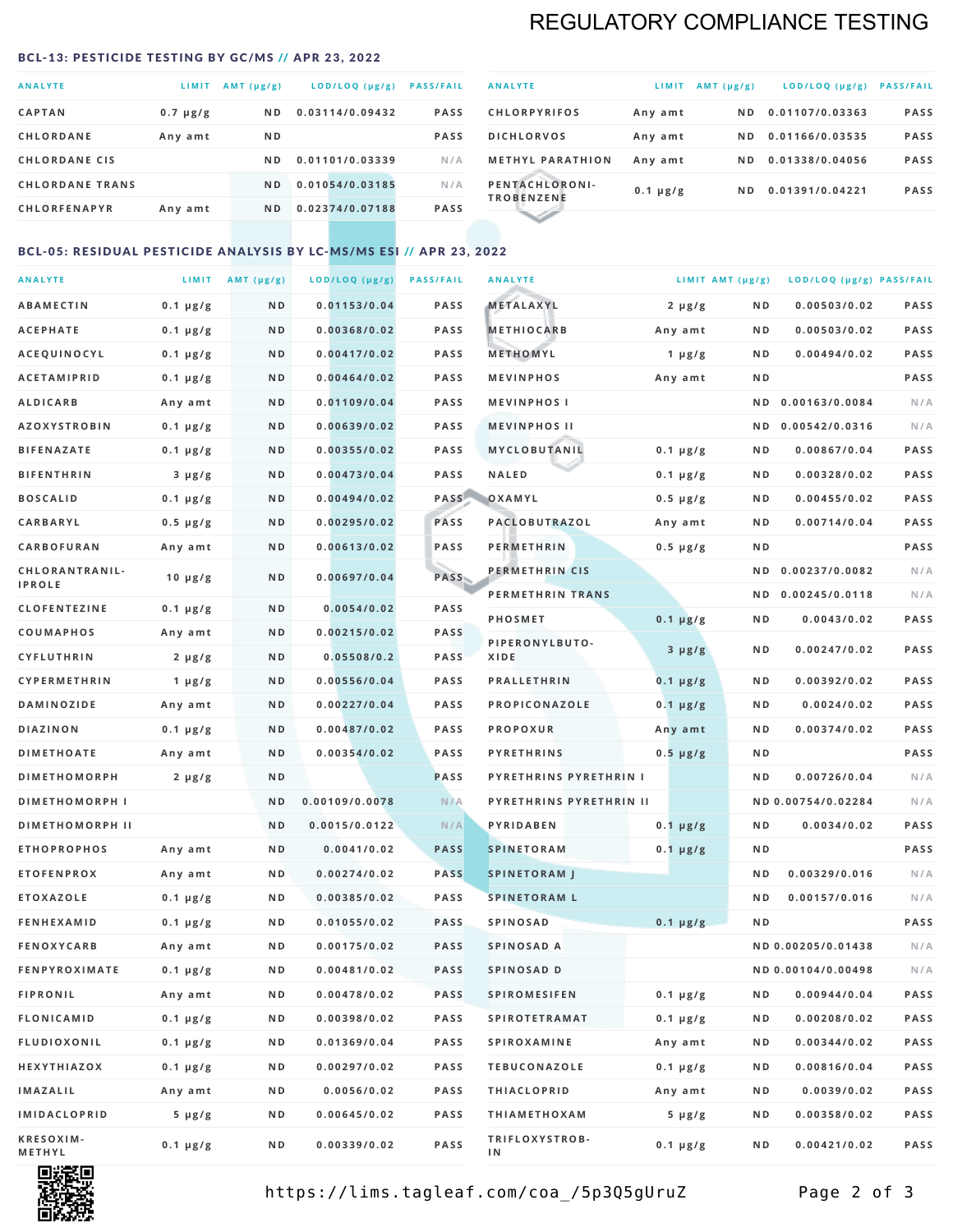# REGULATORY COMPLIANCE TESTING

## BCL-13: PESTICIDE TESTING BY GC/MS // APR 23, 2022

| ANALYTE | LIMIT | AMT (μg/g) | LOD/LOQ (μg/g) | PASS/FAIL |
|---|---|---|---|---|
| CAPTAN | 0.7 μg/g | ND | 0.03114/0.09432 | PASS |
| CHLORDANE | Any amt | ND | | PASS |
| CHLORDANE CIS | | ND | 0.01101/0.03339 | N/A |
| CHLORDANE TRANS | | ND | 0.01054/0.03185 | N/A |
| CHLORFENAPYR | Any amt | ND | 0.02374/0.07188 | PASS |
| CHLORPYRIFOS | Any amt | ND | 0.01107/0.03363 | PASS |
| DICHLORVOS | Any amt | ND | 0.01166/0.03535 | PASS |
| METHYL PARATHION | Any amt | ND | 0.01338/0.04056 | PASS |
| PENTACHLORONITROBENZENE | 0.1 μg/g | ND | 0.01391/0.04221 | PASS |

## BCL-05: RESIDUAL PESTICIDE ANALYSIS BY LC-MS/MS ESI // APR 23, 2022

| ANALYTE | LIMIT | AMT (μg/g) | LOD/LOQ (μg/g) | PASS/FAIL |
|---|---|---|---|---|
| ABAMECTIN | 0.1 μg/g | ND | 0.01153/0.04 | PASS |
| ACEPHATE | 0.1 μg/g | ND | 0.00368/0.02 | PASS |
| ACEQUINOCYL | 0.1 μg/g | ND | 0.00417/0.02 | PASS |
| ACETAMIPRID | 0.1 μg/g | ND | 0.00464/0.02 | PASS |
| ALDICARB | Any amt | ND | 0.01109/0.04 | PASS |
| AZOXYSTROBIN | 0.1 μg/g | ND | 0.00639/0.02 | PASS |
| BIFENAZATE | 0.1 μg/g | ND | 0.00355/0.02 | PASS |
| BIFENTHRIN | 3 μg/g | ND | 0.00473/0.04 | PASS |
| BOSCALID | 0.1 μg/g | ND | 0.00494/0.02 | PASS |
| CARBARYL | 0.5 μg/g | ND | 0.00295/0.02 | PASS |
| CARBOFURAN | Any amt | ND | 0.00613/0.02 | PASS |
| CHLORANTRANILIPROLE | 10 μg/g | ND | 0.00697/0.04 | PASS |
| CLOFENTEZINE | 0.1 μg/g | ND | 0.0054/0.02 | PASS |
| COUMAPHOS | Any amt | ND | 0.00215/0.02 | PASS |
| CYFLUTHRIN | 2 μg/g | ND | 0.05508/0.2 | PASS |
| CYPERMETHRIN | 1 μg/g | ND | 0.00556/0.04 | PASS |
| DAMINOZIDE | Any amt | ND | 0.00227/0.04 | PASS |
| DIAZINON | 0.1 μg/g | ND | 0.00487/0.02 | PASS |
| DIMETHOATE | Any amt | ND | 0.00354/0.02 | PASS |
| DIMETHOMORPH | 2 μg/g | ND | | PASS |
| DIMETHOMORPH I | | ND | 0.00109/0.0078 | N/A |
| DIMETHOMORPH II | | ND | 0.0015/0.0122 | N/A |
| ETHOPROPHOS | Any amt | ND | 0.0041/0.02 | PASS |
| ETOFENPROX | Any amt | ND | 0.00274/0.02 | PASS |
| ETOXAZOLE | 0.1 μg/g | ND | 0.00385/0.02 | PASS |
| FENHEXAMID | 0.1 μg/g | ND | 0.01055/0.02 | PASS |
| FENOXYCARB | Any amt | ND | 0.00175/0.02 | PASS |
| FENPYROXIMATE | 0.1 μg/g | ND | 0.00481/0.02 | PASS |
| FIPRONIL | Any amt | ND | 0.00478/0.02 | PASS |
| FLONICAMID | 0.1 μg/g | ND | 0.00398/0.02 | PASS |
| FLUDIOXONIL | 0.1 μg/g | ND | 0.01369/0.04 | PASS |
| HEXYTHIAZOX | 0.1 μg/g | ND | 0.00297/0.02 | PASS |
| IMAZALIL | Any amt | ND | 0.0056/0.02 | PASS |
| IMIDACLOPRID | 5 μg/g | ND | 0.00645/0.02 | PASS |
| KRESOXIM-METHYL | 0.1 μg/g | ND | 0.00339/0.02 | PASS |
| METALAXYL | 2 μg/g | ND | 0.00503/0.02 | PASS |
| METHIOCARB | Any amt | ND | 0.00503/0.02 | PASS |
| METHOMYL | 1 μg/g | ND | 0.00494/0.02 | PASS |
| MEVINPHOS | Any amt | ND | | PASS |
| MEVINPHOS I | | ND | 0.00163/0.0084 | N/A |
| MEVINPHOS II | | ND | 0.00542/0.0316 | N/A |
| MYCLOBUTANIL | 0.1 μg/g | ND | 0.00867/0.04 | PASS |
| NALED | 0.1 μg/g | ND | 0.00328/0.02 | PASS |
| OXAMYL | 0.5 μg/g | ND | 0.00455/0.02 | PASS |
| PACLOBUTRAZOL | Any amt | ND | 0.00714/0.04 | PASS |
| PERMETHRIN | 0.5 μg/g | ND | | PASS |
| PERMETHRIN CIS | | ND | 0.00237/0.0082 | N/A |
| PERMETHRIN TRANS | | ND | 0.00245/0.0118 | N/A |
| PHOSMET | 0.1 μg/g | ND | 0.0043/0.02 | PASS |
| PIPERONYLBUTOXIDE | 3 μg/g | ND | 0.00247/0.02 | PASS |
| PRALLETHRIN | 0.1 μg/g | ND | 0.00392/0.02 | PASS |
| PROPICONAZOLE | 0.1 μg/g | ND | 0.0024/0.02 | PASS |
| PROPOXUR | Any amt | ND | 0.00374/0.02 | PASS |
| PYRETHRINS | 0.5 μg/g | ND | | PASS |
| PYRETHRINS PYRETHRIN I | | ND | 0.00726/0.04 | N/A |
| PYRETHRINS PYRETHRIN II | | ND | 0.00754/0.02284 | N/A |
| PYRIDABEN | 0.1 μg/g | ND | 0.0034/0.02 | PASS |
| SPINETORAM | 0.1 μg/g | ND | | PASS |
| SPINETORAM J | | ND | 0.00329/0.016 | N/A |
| SPINETORAM L | | ND | 0.00157/0.016 | N/A |
| SPINOSAD | 0.1 μg/g | ND | | PASS |
| SPINOSAD A | | ND | 0.00205/0.01438 | N/A |
| SPINOSAD D | | ND | 0.00104/0.00498 | N/A |
| SPIROMESIFEN | 0.1 μg/g | ND | 0.00944/0.04 | PASS |
| SPIROTETRAMAT | 0.1 μg/g | ND | 0.00208/0.02 | PASS |
| SPIROXAMINE | Any amt | ND | 0.00344/0.02 | PASS |
| TEBUCONAZOLE | 0.1 μg/g | ND | 0.00816/0.04 | PASS |
| THIACLOPRID | Any amt | ND | 0.0039/0.02 | PASS |
| THIAMETHOXAM | 5 μg/g | ND | 0.00358/0.02 | PASS |
| TRIFLOXYSTROBIN | 0.1 μg/g | ND | 0.00421/0.02 | PASS |

https://lims.tagleaf.com/coa_/5p3Q5gUruZ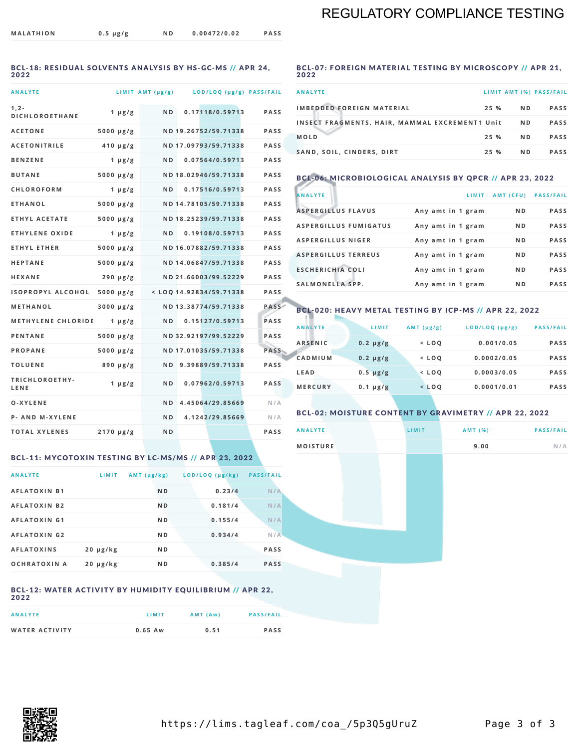| | | | | |
|---|---|---|---|---|
| MALATHION | 0.5 µg/g | ND | 0.00472/0.02 | PASS |

## BCL-18: RESIDUAL SOLVENTS ANALYSIS BY HS-GC-MS // APR 24, 2022

| ANALYTE | LIMIT | AMT (µg/g) | LOD/LOQ (µg/g) | PASS/FAIL |
|---|---|---|---|---|
| 1,2-DICHLOROETHANE | 1 µg/g | ND | 0.17118/0.59713 | PASS |
| ACETONE | 5000 µg/g | ND | 19.26752/59.71338 | PASS |
| ACETONITRILE | 410 µg/g | ND | 17.09793/59.71338 | PASS |
| BENZENE | 1 µg/g | ND | 0.07564/0.59713 | PASS |
| BUTANE | 5000 µg/g | ND | 18.02946/59.71338 | PASS |
| CHLOROFORM | 1 µg/g | ND | 0.17516/0.59713 | PASS |
| ETHANOL | 5000 µg/g | ND | 14.78105/59.71338 | PASS |
| ETHYL ACETATE | 5000 µg/g | ND | 18.25239/59.71338 | PASS |
| ETHYLENE OXIDE | 1 µg/g | ND | 0.19108/0.59713 | PASS |
| ETHYL ETHER | 5000 µg/g | ND | 16.07882/59.71338 | PASS |
| HEPTANE | 5000 µg/g | ND | 14.06847/59.71338 | PASS |
| HEXANE | 290 µg/g | ND | 21.66003/99.52229 | PASS |
| ISOPROPYL ALCOHOL | 5000 µg/g | < LOQ | 14.92834/59.71338 | PASS |
| METHANOL | 3000 µg/g | ND | 13.38774/59.71338 | PASS |
| METHYLENE CHLORIDE | 1 µg/g | ND | 0.15127/0.59713 | PASS |
| PENTANE | 5000 µg/g | ND | 32.92197/99.52229 | PASS |
| PROPANE | 5000 µg/g | ND | 17.01035/59.71338 | PASS |
| TOLUENE | 890 µg/g | ND | 9.39889/59.71338 | PASS |
| TRICHLOROETHYLENE | 1 µg/g | ND | 0.07962/0.59713 | PASS |
| O-XYLENE | | ND | 4.45064/29.85669 | N/A |
| P- AND M-XYLENE | | ND | 4.1242/29.85669 | N/A |
| TOTAL XYLENES | 2170 µg/g | ND | | PASS |

## BCL-11: MYCOTOXIN TESTING BY LC-MS/MS // APR 23, 2022

| ANALYTE | LIMIT | AMT (µg/kg) | LOD/LOQ (µg/kg) | PASS/FAIL |
|---|---|---|---|---|
| AFLATOXIN B1 | | ND | 0.23/4 | N/A |
| AFLATOXIN B2 | | ND | 0.181/4 | N/A |
| AFLATOXIN G1 | | ND | 0.155/4 | N/A |
| AFLATOXIN G2 | | ND | 0.934/4 | N/A |
| AFLATOXINS | 20 µg/kg | ND | | PASS |
| OCHRATOXIN A | 20 µg/kg | ND | 0.385/4 | PASS |

## BCL-12: WATER ACTIVITY BY HUMIDITY EQUILIBRIUM // APR 22, 2022

| ANALYTE | LIMIT | AMT (Aw) | PASS/FAIL |
|---|---|---|---|
| WATER ACTIVITY | 0.65 Aw | 0.51 | PASS |

## BCL-07: FOREIGN MATERIAL TESTING BY MICROSCOPY // APR 21, 2022

| ANALYTE | LIMIT | AMT (%) | PASS/FAIL |
|---|---|---|---|
| IMBEDDED FOREIGN MATERIAL | 25 % | ND | PASS |
| INSECT FRAGMENTS, HAIR, MAMMAL EXCREMENT | 1 Unit | ND | PASS |
| MOLD | 25 % | ND | PASS |
| SAND, SOIL, CINDERS, DIRT | 25 % | ND | PASS |

## BCL-06: MICROBIOLOGICAL ANALYSIS BY QPCR // APR 23, 2022

| ANALYTE | LIMIT | AMT (CFU) | PASS/FAIL |
|---|---|---|---|
| ASPERGILLUS FLAVUS | Any amt in 1 gram | ND | PASS |
| ASPERGILLUS FUMIGATUS | Any amt in 1 gram | ND | PASS |
| ASPERGILLUS NIGER | Any amt in 1 gram | ND | PASS |
| ASPERGILLUS TERREUS | Any amt in 1 gram | ND | PASS |
| ESCHERICHIA COLI | Any amt in 1 gram | ND | PASS |
| SALMONELLA SPP. | Any amt in 1 gram | ND | PASS |

## BCL-020: HEAVY METAL TESTING BY ICP-MS // APR 22, 2022

| ANALYTE | LIMIT | AMT (µg/g) | LOD/LOQ (µg/g) | PASS/FAIL |
|---|---|---|---|---|
| ARSENIC | 0.2 µg/g | < LOQ | 0.001/0.05 | PASS |
| CADMIUM | 0.2 µg/g | < LOQ | 0.0002/0.05 | PASS |
| LEAD | 0.5 µg/g | < LOQ | 0.0003/0.05 | PASS |
| MERCURY | 0.1 µg/g | < LOQ | 0.0001/0.01 | PASS |

## BCL-02: MOISTURE CONTENT BY GRAVIMETRY // APR 22, 2022

| ANALYTE | LIMIT | AMT (%) | PASS/FAIL |
|---|---|---|---|
| MOISTURE | | 9.00 | N/A |

https://lims.tagleaf.com/coa_/5p3Q5gUruZ